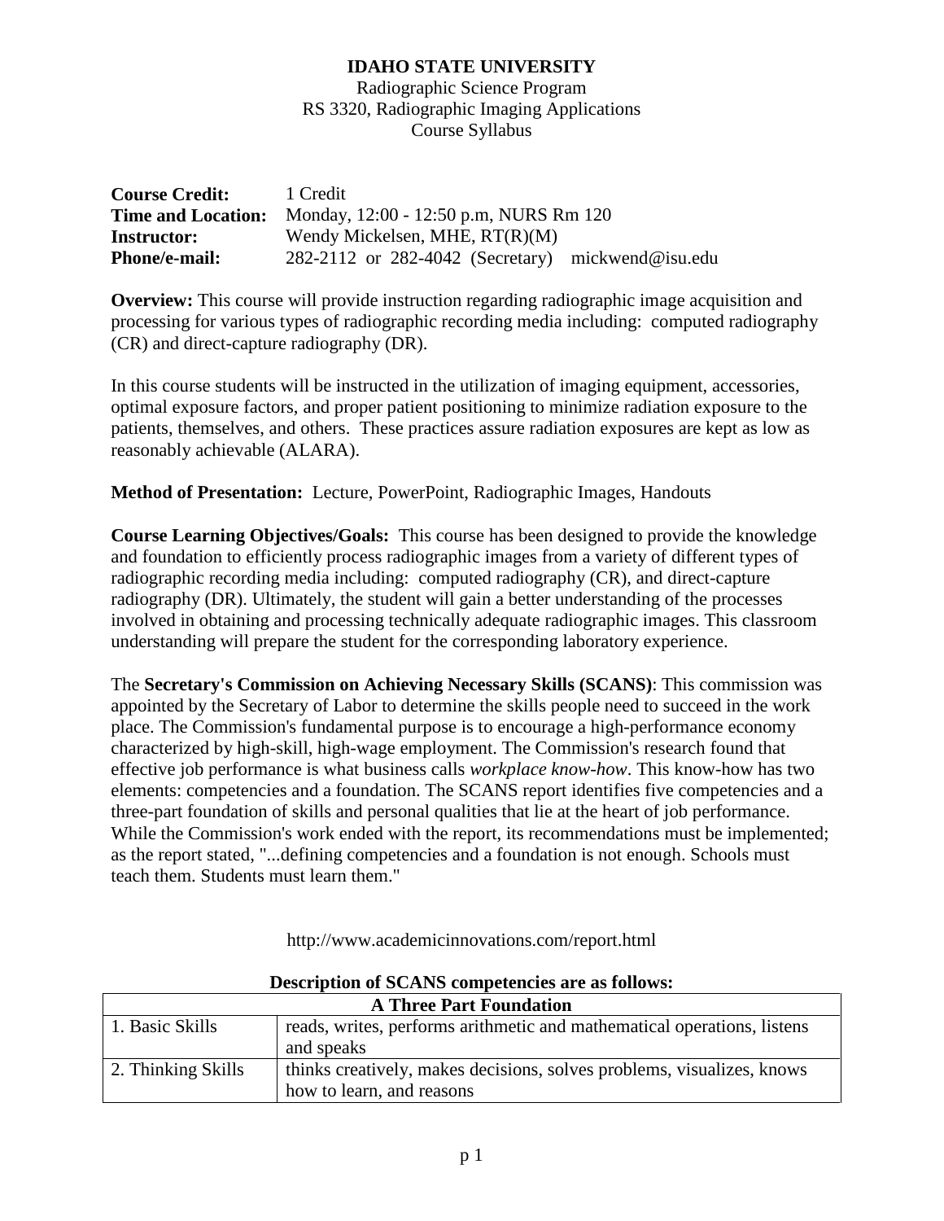**IDAHO STATE UNIVERSITY**

Radiographic Science Program

RS 3320, Radiographic Imaging Applications

Course Syllabus

**Course Credit:** 1 Credit
**Time and Location:** Monday, 12:00 - 12:50 p.m, NURS Rm 120
**Instructor:** Wendy Mickelsen, MHE, RT(R)(M)
**Phone/e-mail:** 282-2112 or 282-4042 (Secretary) mickwend@isu.edu

**Overview:** This course will provide instruction regarding radiographic image acquisition and processing for various types of radiographic recording media including: computed radiography (CR) and direct-capture radiography (DR).

In this course students will be instructed in the utilization of imaging equipment, accessories, optimal exposure factors, and proper patient positioning to minimize radiation exposure to the patients, themselves, and others. These practices assure radiation exposures are kept as low as reasonably achievable (ALARA).

**Method of Presentation:** Lecture, PowerPoint, Radiographic Images, Handouts

**Course Learning Objectives/Goals:** This course has been designed to provide the knowledge and foundation to efficiently process radiographic images from a variety of different types of radiographic recording media including: computed radiography (CR), and direct-capture radiography (DR). Ultimately, the student will gain a better understanding of the processes involved in obtaining and processing technically adequate radiographic images. This classroom understanding will prepare the student for the corresponding laboratory experience.

The **Secretary's Commission on Achieving Necessary Skills (SCANS)**: This commission was appointed by the Secretary of Labor to determine the skills people need to succeed in the work place. The Commission's fundamental purpose is to encourage a high-performance economy characterized by high-skill, high-wage employment. The Commission's research found that effective job performance is what business calls *workplace know-how*. This know-how has two elements: competencies and a foundation. The SCANS report identifies five competencies and a three-part foundation of skills and personal qualities that lie at the heart of job performance. While the Commission's work ended with the report, its recommendations must be implemented; as the report stated, "...defining competencies and a foundation is not enough. Schools must teach them. Students must learn them."

http://www.academicinnovations.com/report.html

**Description of SCANS competencies are as follows:**

| **A Three Part Foundation** | |
|---|---|
| 1. Basic Skills | reads, writes, performs arithmetic and mathematical operations, listens and speaks |
| 2. Thinking Skills | thinks creatively, makes decisions, solves problems, visualizes, knows how to learn, and reasons |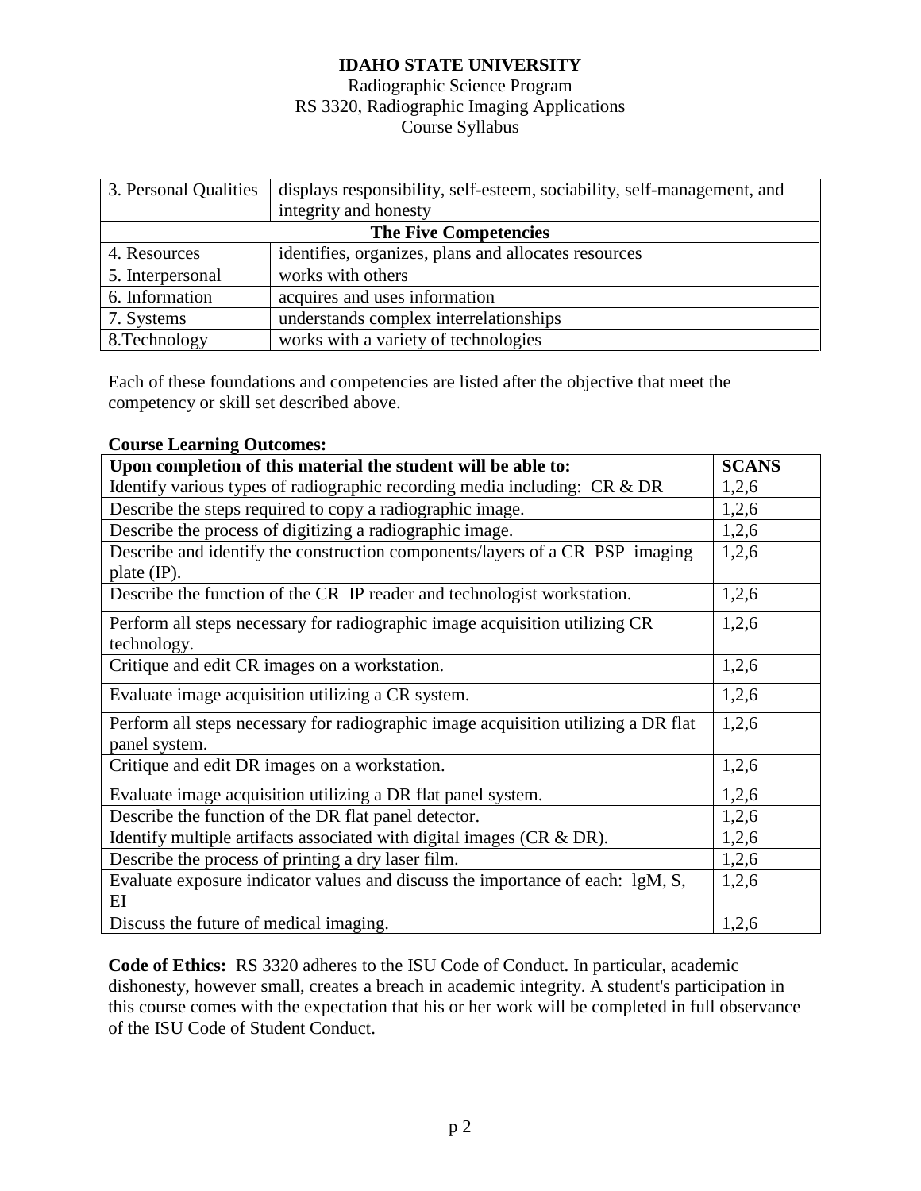| 3. Personal Qualities | displays responsibility, self-esteem, sociability, self-management, and integrity and honesty |
|---|---|
| **The Five Competencies** | |
| 4. Resources | identifies, organizes, plans and allocates resources |
| 5. Interpersonal | works with others |
| 6. Information | acquires and uses information |
| 7. Systems | understands complex interrelationships |
| 8.Technology | works with a variety of technologies |

Each of these foundations and competencies are listed after the objective that meet the competency or skill set described above.

**Course Learning Outcomes:**

| Upon completion of this material the student will be able to: | SCANS |
|---|---|
| Identify various types of radiographic recording media including: CR & DR | 1,2,6 |
| Describe the steps required to copy a radiographic image. | 1,2,6 |
| Describe the process of digitizing a radiographic image. | 1,2,6 |
| Describe and identify the construction components/layers of a CR PSP imaging plate (IP). | 1,2,6 |
| Describe the function of the CR IP reader and technologist workstation. | 1,2,6 |
| Perform all steps necessary for radiographic image acquisition utilizing CR technology. | 1,2,6 |
| Critique and edit CR images on a workstation. | 1,2,6 |
| Evaluate image acquisition utilizing a CR system. | 1,2,6 |
| Perform all steps necessary for radiographic image acquisition utilizing a DR flat panel system. | 1,2,6 |
| Critique and edit DR images on a workstation. | 1,2,6 |
| Evaluate image acquisition utilizing a DR flat panel system. | 1,2,6 |
| Describe the function of the DR flat panel detector. | 1,2,6 |
| Identify multiple artifacts associated with digital images (CR & DR). | 1,2,6 |
| Describe the process of printing a dry laser film. | 1,2,6 |
| Evaluate exposure indicator values and discuss the importance of each: lgM, S, EI | 1,2,6 |
| Discuss the future of medical imaging. | 1,2,6 |

**Code of Ethics:** RS 3320 adheres to the ISU Code of Conduct. In particular, academic dishonesty, however small, creates a breach in academic integrity. A student's participation in this course comes with the expectation that his or her work will be completed in full observance of the ISU Code of Student Conduct.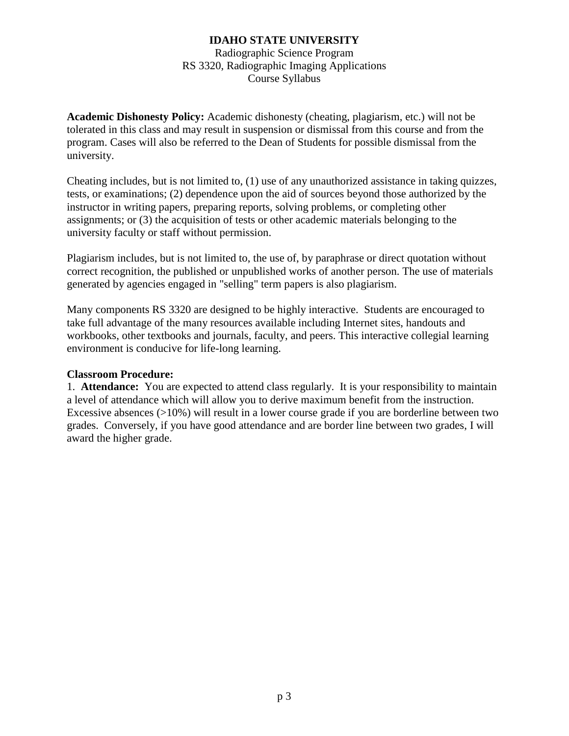**Academic Dishonesty Policy:** Academic dishonesty (cheating, plagiarism, etc.) will not be tolerated in this class and may result in suspension or dismissal from this course and from the program. Cases will also be referred to the Dean of Students for possible dismissal from the university.

Cheating includes, but is not limited to, (1) use of any unauthorized assistance in taking quizzes, tests, or examinations; (2) dependence upon the aid of sources beyond those authorized by the instructor in writing papers, preparing reports, solving problems, or completing other assignments; or (3) the acquisition of tests or other academic materials belonging to the university faculty or staff without permission.

Plagiarism includes, but is not limited to, the use of, by paraphrase or direct quotation without correct recognition, the published or unpublished works of another person. The use of materials generated by agencies engaged in "selling" term papers is also plagiarism.

Many components RS 3320 are designed to be highly interactive. Students are encouraged to take full advantage of the many resources available including Internet sites, handouts and workbooks, other textbooks and journals, faculty, and peers. This interactive collegial learning environment is conducive for life-long learning.

**Classroom Procedure:**

1. **Attendance:** You are expected to attend class regularly. It is your responsibility to maintain a level of attendance which will allow you to derive maximum benefit from the instruction. Excessive absences (>10%) will result in a lower course grade if you are borderline between two grades. Conversely, if you have good attendance and are border line between two grades, I will award the higher grade.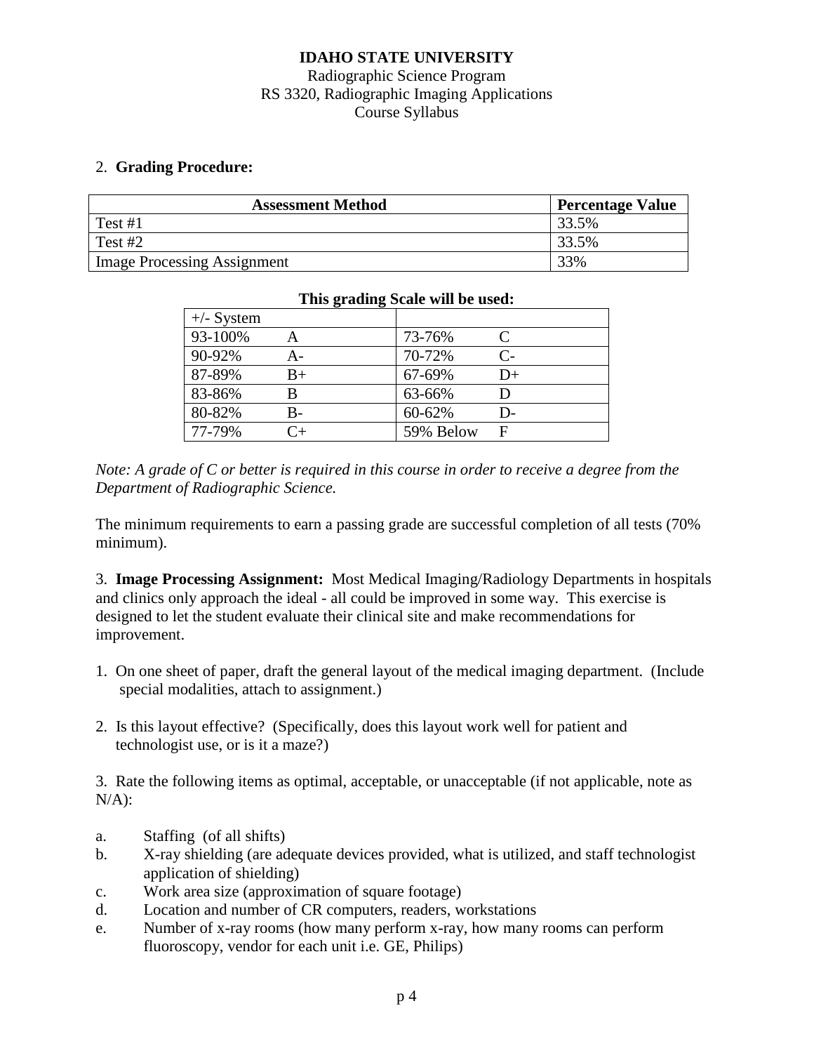**IDAHO STATE UNIVERSITY**
Radiographic Science Program
RS 3320, Radiographic Imaging Applications
Course Syllabus

2. **Grading Procedure:**

| Assessment Method | Percentage Value |
|---|---|
| Test #1 | 33.5% |
| Test #2 | 33.5% |
| Image Processing Assignment | 33% |

**This grading Scale will be used:**

| +/- System | | | |
|---|---|---|---|
| 93-100% | A | 73-76% | C |
| 90-92% | A- | 70-72% | C- |
| 87-89% | B+ | 67-69% | D+ |
| 83-86% | B | 63-66% | D |
| 80-82% | B- | 60-62% | D- |
| 77-79% | C+ | 59% Below | F |

*Note: A grade of C or better is required in this course in order to receive a degree from the Department of Radiographic Science.*

The minimum requirements to earn a passing grade are successful completion of all tests (70% minimum).

3. **Image Processing Assignment:** Most Medical Imaging/Radiology Departments in hospitals and clinics only approach the ideal - all could be improved in some way. This exercise is designed to let the student evaluate their clinical site and make recommendations for improvement.

1. On one sheet of paper, draft the general layout of the medical imaging department. (Include special modalities, attach to assignment.)

2. Is this layout effective? (Specifically, does this layout work well for patient and technologist use, or is it a maze?)

3. Rate the following items as optimal, acceptable, or unacceptable (if not applicable, note as N/A):

a. Staffing (of all shifts)
b. X-ray shielding (are adequate devices provided, what is utilized, and staff technologist application of shielding)
c. Work area size (approximation of square footage)
d. Location and number of CR computers, readers, workstations
e. Number of x-ray rooms (how many perform x-ray, how many rooms can perform fluoroscopy, vendor for each unit i.e. GE, Philips)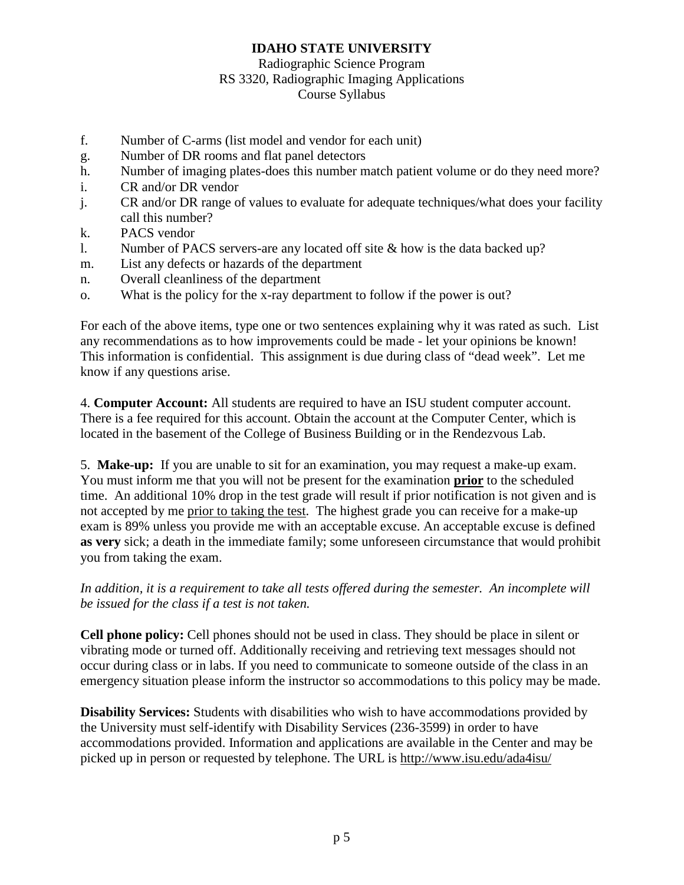f. Number of C-arms (list model and vendor for each unit)
g. Number of DR rooms and flat panel detectors
h. Number of imaging plates-does this number match patient volume or do they need more?
i. CR and/or DR vendor
j. CR and/or DR range of values to evaluate for adequate techniques/what does your facility call this number?
k. PACS vendor
l. Number of PACS servers-are any located off site & how is the data backed up?
m. List any defects or hazards of the department
n. Overall cleanliness of the department
o. What is the policy for the x-ray department to follow if the power is out?

For each of the above items, type one or two sentences explaining why it was rated as such. List any recommendations as to how improvements could be made - let your opinions be known! This information is confidential. This assignment is due during class of "dead week". Let me know if any questions arise.

4. **Computer Account:** All students are required to have an ISU student computer account. There is a fee required for this account. Obtain the account at the Computer Center, which is located in the basement of the College of Business Building or in the Rendezvous Lab.

5. **Make-up:** If you are unable to sit for an examination, you may request a make-up exam. You must inform me that you will not be present for the examination <u>**prior**</u> to the scheduled time. An additional 10% drop in the test grade will result if prior notification is not given and is not accepted by me <u>prior to taking the test</u>. The highest grade you can receive for a make-up exam is 89% unless you provide me with an acceptable excuse. An acceptable excuse is defined **as very** sick; a death in the immediate family; some unforeseen circumstance that would prohibit you from taking the exam.

*In addition, it is a requirement to take all tests offered during the semester. An incomplete will be issued for the class if a test is not taken.*

**Cell phone policy:** Cell phones should not be used in class. They should be place in silent or vibrating mode or turned off. Additionally receiving and retrieving text messages should not occur during class or in labs. If you need to communicate to someone outside of the class in an emergency situation please inform the instructor so accommodations to this policy may be made.

**Disability Services:** Students with disabilities who wish to have accommodations provided by the University must self-identify with Disability Services (236-3599) in order to have accommodations provided. Information and applications are available in the Center and may be picked up in person or requested by telephone. The URL is <u>http://www.isu.edu/ada4isu/</u>